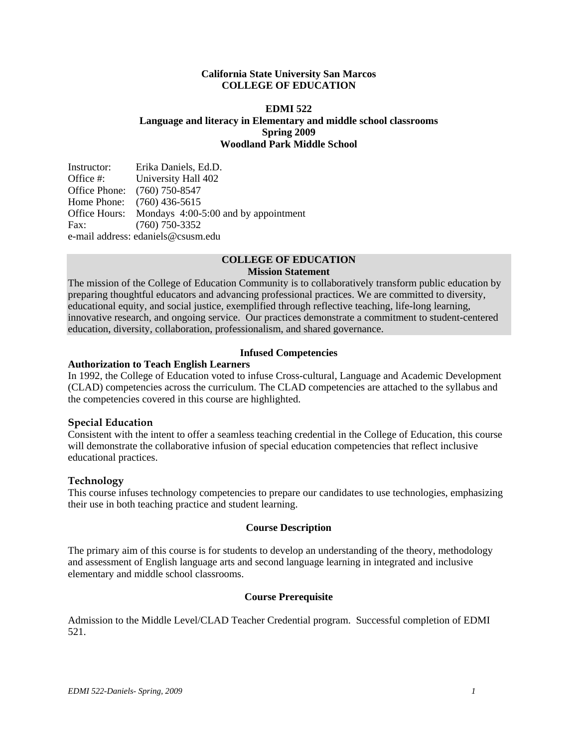**California State University San Marcos**
**COLLEGE OF EDUCATION**

**EDMI 522**
**Language and literacy in Elementary and middle school classrooms**
**Spring 2009**
**Woodland Park Middle School**

Instructor: Erika Daniels, Ed.D.
Office #: University Hall 402
Office Phone: (760) 750-8547
Home Phone: (760) 436-5615
Office Hours: Mondays 4:00-5:00 and by appointment
Fax: (760) 750-3352
e-mail address: edaniels@csusm.edu

## COLLEGE OF EDUCATION
### Mission Statement

The mission of the College of Education Community is to collaboratively transform public education by preparing thoughtful educators and advancing professional practices. We are committed to diversity, educational equity, and social justice, exemplified through reflective teaching, life-long learning, innovative research, and ongoing service. Our practices demonstrate a commitment to student-centered education, diversity, collaboration, professionalism, and shared governance.

## Infused Competencies

**Authorization to Teach English Learners**

In 1992, the College of Education voted to infuse Cross-cultural, Language and Academic Development (CLAD) competencies across the curriculum. The CLAD competencies are attached to the syllabus and the competencies covered in this course are highlighted.

**Special Education**

Consistent with the intent to offer a seamless teaching credential in the College of Education, this course will demonstrate the collaborative infusion of special education competencies that reflect inclusive educational practices.

**Technology**

This course infuses technology competencies to prepare our candidates to use technologies, emphasizing their use in both teaching practice and student learning.

## Course Description

The primary aim of this course is for students to develop an understanding of the theory, methodology and assessment of English language arts and second language learning in integrated and inclusive elementary and middle school classrooms.

## Course Prerequisite

Admission to the Middle Level/CLAD Teacher Credential program. Successful completion of EDMI 521.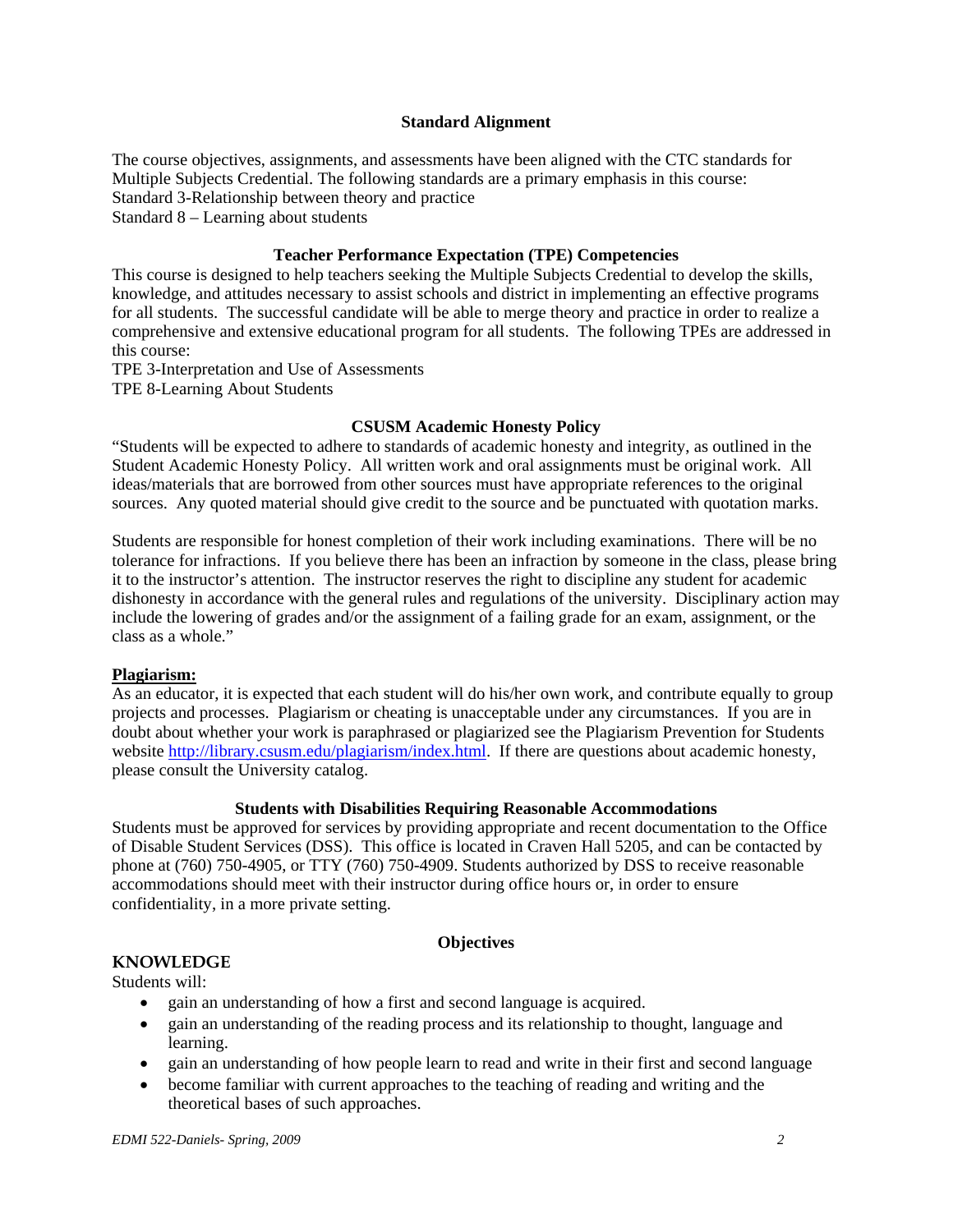## Standard Alignment

The course objectives, assignments, and assessments have been aligned with the CTC standards for Multiple Subjects Credential. The following standards are a primary emphasis in this course:
Standard 3-Relationship between theory and practice
Standard 8 – Learning about students

## Teacher Performance Expectation (TPE) Competencies

This course is designed to help teachers seeking the Multiple Subjects Credential to develop the skills, knowledge, and attitudes necessary to assist schools and district in implementing an effective programs for all students. The successful candidate will be able to merge theory and practice in order to realize a comprehensive and extensive educational program for all students. The following TPEs are addressed in this course:
TPE 3-Interpretation and Use of Assessments
TPE 8-Learning About Students

## CSUSM Academic Honesty Policy

"Students will be expected to adhere to standards of academic honesty and integrity, as outlined in the Student Academic Honesty Policy. All written work and oral assignments must be original work. All ideas/materials that are borrowed from other sources must have appropriate references to the original sources. Any quoted material should give credit to the source and be punctuated with quotation marks.

Students are responsible for honest completion of their work including examinations. There will be no tolerance for infractions. If you believe there has been an infraction by someone in the class, please bring it to the instructor's attention. The instructor reserves the right to discipline any student for academic dishonesty in accordance with the general rules and regulations of the university. Disciplinary action may include the lowering of grades and/or the assignment of a failing grade for an exam, assignment, or the class as a whole."

**Plagiarism:**

As an educator, it is expected that each student will do his/her own work, and contribute equally to group projects and processes. Plagiarism or cheating is unacceptable under any circumstances. If you are in doubt about whether your work is paraphrased or plagiarized see the Plagiarism Prevention for Students website http://library.csusm.edu/plagiarism/index.html. If there are questions about academic honesty, please consult the University catalog.

## Students with Disabilities Requiring Reasonable Accommodations

Students must be approved for services by providing appropriate and recent documentation to the Office of Disable Student Services (DSS). This office is located in Craven Hall 5205, and can be contacted by phone at (760) 750-4905, or TTY (760) 750-4909. Students authorized by DSS to receive reasonable accommodations should meet with their instructor during office hours or, in order to ensure confidentiality, in a more private setting.

## Objectives

### KNOWLEDGE

Students will:

- gain an understanding of how a first and second language is acquired.
- gain an understanding of the reading process and its relationship to thought, language and learning.
- gain an understanding of how people learn to read and write in their first and second language
- become familiar with current approaches to the teaching of reading and writing and the theoretical bases of such approaches.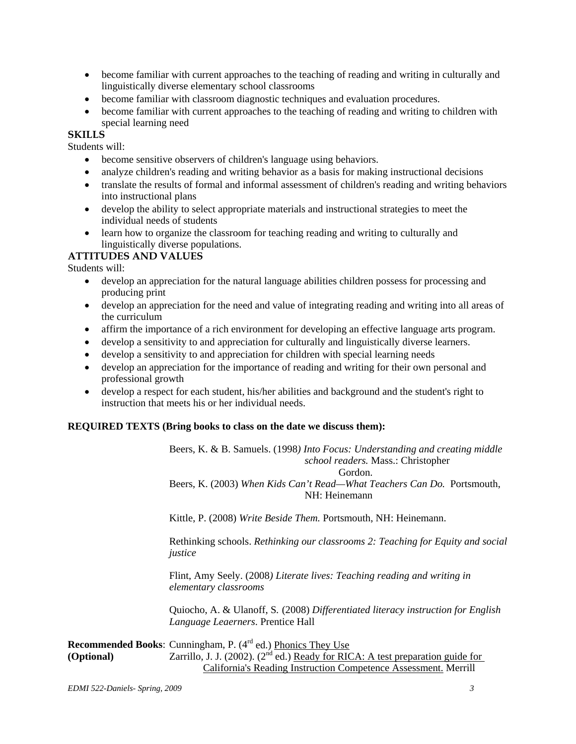- become familiar with current approaches to the teaching of reading and writing in culturally and linguistically diverse elementary school classrooms
- become familiar with classroom diagnostic techniques and evaluation procedures.
- become familiar with current approaches to the teaching of reading and writing to children with special learning need

**SKILLS**

Students will:

- become sensitive observers of children's language using behaviors.
- analyze children's reading and writing behavior as a basis for making instructional decisions
- translate the results of formal and informal assessment of children's reading and writing behaviors into instructional plans
- develop the ability to select appropriate materials and instructional strategies to meet the individual needs of students
- learn how to organize the classroom for teaching reading and writing to culturally and linguistically diverse populations.

**ATTITUDES AND VALUES**

Students will:

- develop an appreciation for the natural language abilities children possess for processing and producing print
- develop an appreciation for the need and value of integrating reading and writing into all areas of the curriculum
- affirm the importance of a rich environment for developing an effective language arts program.
- develop a sensitivity to and appreciation for culturally and linguistically diverse learners.
- develop a sensitivity to and appreciation for children with special learning needs
- develop an appreciation for the importance of reading and writing for their own personal and professional growth
- develop a respect for each student, his/her abilities and background and the student's right to instruction that meets his or her individual needs.

**REQUIRED TEXTS (Bring books to class on the date we discuss them):**

Beers, K. & B. Samuels. (1998*) Into Focus: Understanding and creating middle school readers.* Mass.: Christopher Gordon.

Beers, K. (2003) *When Kids Can't Read—What Teachers Can Do.* Portsmouth, NH: Heinemann

Kittle, P. (2008) *Write Beside Them.* Portsmouth, NH: Heinemann.

Rethinking schools. *Rethinking our classrooms 2: Teaching for Equity and social justice*

Flint, Amy Seely. (2008*) Literate lives: Teaching reading and writing in elementary classrooms*

Quiocho, A. & Ulanoff, S. (2008) *Differentiated literacy instruction for English Language Leaerners*. Prentice Hall

**Recommended Books (Optional)**: Cunningham, P. (4rd ed.) Phonics They Use

Zarrillo, J. J. (2002). (2nd ed.) Ready for RICA: A test preparation guide for California's Reading Instruction Competence Assessment. Merrill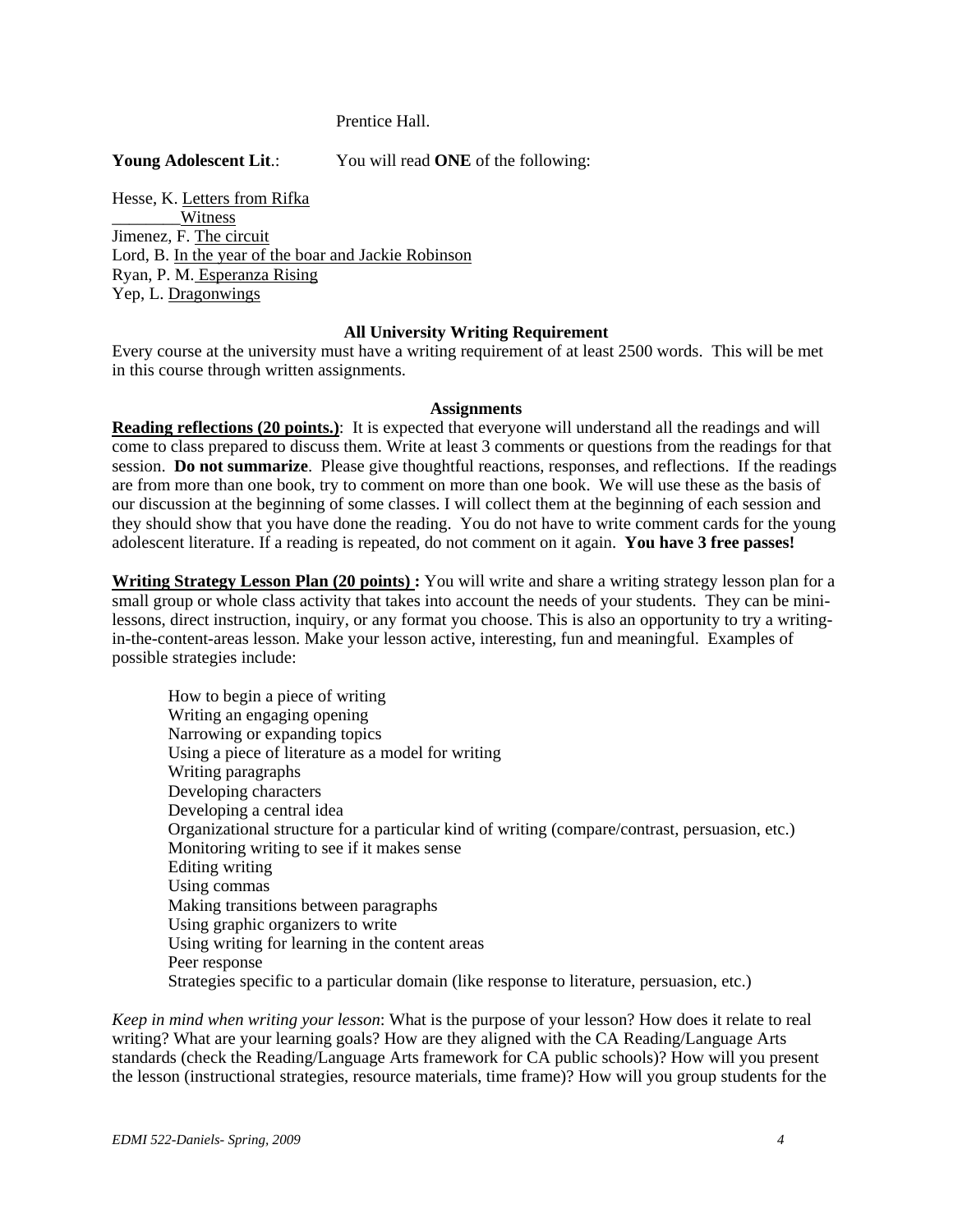Prentice Hall.

**Young Adolescent Lit**.: You will read **ONE** of the following:

Hesse, K. Letters from Rifka
________Witness
Jimenez, F. The circuit
Lord, B. In the year of the boar and Jackie Robinson
Ryan, P. M. Esperanza Rising
Yep, L. Dragonwings

**All University Writing Requirement**

Every course at the university must have a writing requirement of at least 2500 words. This will be met in this course through written assignments.

**Assignments**

**Reading reflections (20 points.)**: It is expected that everyone will understand all the readings and will come to class prepared to discuss them. Write at least 3 comments or questions from the readings for that session. **Do not summarize**. Please give thoughtful reactions, responses, and reflections. If the readings are from more than one book, try to comment on more than one book. We will use these as the basis of our discussion at the beginning of some classes. I will collect them at the beginning of each session and they should show that you have done the reading. You do not have to write comment cards for the young adolescent literature. If a reading is repeated, do not comment on it again. **You have 3 free passes!**

**Writing Strategy Lesson Plan (20 points) :** You will write and share a writing strategy lesson plan for a small group or whole class activity that takes into account the needs of your students. They can be mini-lessons, direct instruction, inquiry, or any format you choose. This is also an opportunity to try a writing-in-the-content-areas lesson. Make your lesson active, interesting, fun and meaningful. Examples of possible strategies include:

- How to begin a piece of writing
- Writing an engaging opening
- Narrowing or expanding topics
- Using a piece of literature as a model for writing
- Writing paragraphs
- Developing characters
- Developing a central idea
- Organizational structure for a particular kind of writing (compare/contrast, persuasion, etc.)
- Monitoring writing to see if it makes sense
- Editing writing
- Using commas
- Making transitions between paragraphs
- Using graphic organizers to write
- Using writing for learning in the content areas
- Peer response
- Strategies specific to a particular domain (like response to literature, persuasion, etc.)

*Keep in mind when writing your lesson*: What is the purpose of your lesson? How does it relate to real writing? What are your learning goals? How are they aligned with the CA Reading/Language Arts standards (check the Reading/Language Arts framework for CA public schools)? How will you present the lesson (instructional strategies, resource materials, time frame)? How will you group students for the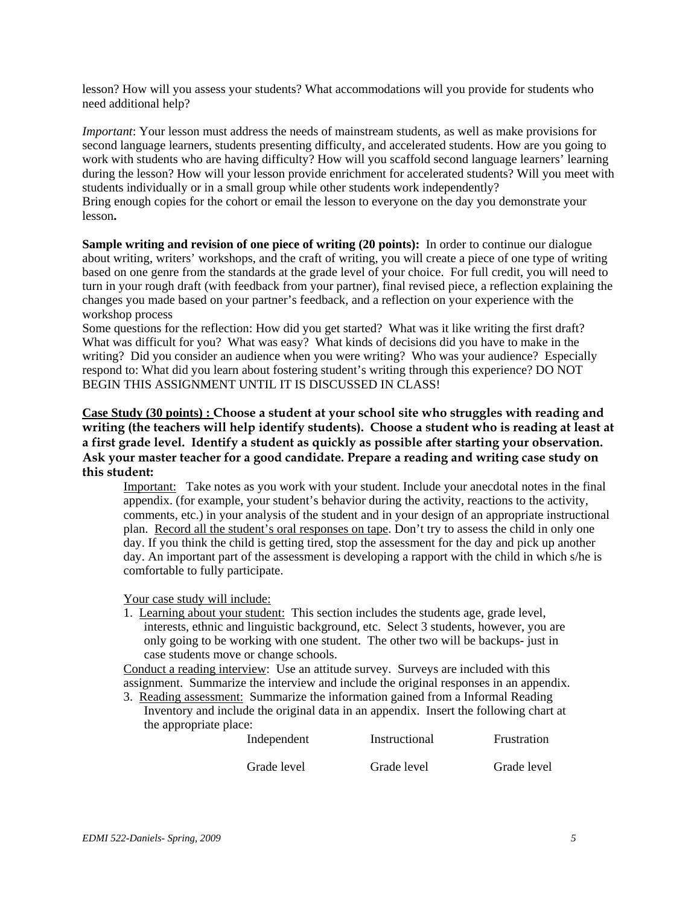lesson? How will you assess your students? What accommodations will you provide for students who need additional help?

*Important*: Your lesson must address the needs of mainstream students, as well as make provisions for second language learners, students presenting difficulty, and accelerated students. How are you going to work with students who are having difficulty? How will you scaffold second language learners' learning during the lesson? How will your lesson provide enrichment for accelerated students? Will you meet with students individually or in a small group while other students work independently?
Bring enough copies for the cohort or email the lesson to everyone on the day you demonstrate your lesson**.**

**Sample writing and revision of one piece of writing (20 points):** In order to continue our dialogue about writing, writers' workshops, and the craft of writing, you will create a piece of one type of writing based on one genre from the standards at the grade level of your choice. For full credit, you will need to turn in your rough draft (with feedback from your partner), final revised piece, a reflection explaining the changes you made based on your partner's feedback, and a reflection on your experience with the workshop process
Some questions for the reflection: How did you get started? What was it like writing the first draft? What was difficult for you? What was easy? What kinds of decisions did you have to make in the writing? Did you consider an audience when you were writing? Who was your audience? Especially respond to: What did you learn about fostering student's writing through this experience? DO NOT BEGIN THIS ASSIGNMENT UNTIL IT IS DISCUSSED IN CLASS!

**Case Study (30 points) : Choose a student at your school site who struggles with reading and writing (the teachers will help identify students). Choose a student who is reading at least at a first grade level. Identify a student as quickly as possible after starting your observation. Ask your master teacher for a good candidate. Prepare a reading and writing case study on this student:**

Important: Take notes as you work with your student. Include your anecdotal notes in the final appendix. (for example, your student's behavior during the activity, reactions to the activity, comments, etc.) in your analysis of the student and in your design of an appropriate instructional plan. Record all the student's oral responses on tape. Don't try to assess the child in only one day. If you think the child is getting tired, stop the assessment for the day and pick up another day. An important part of the assessment is developing a rapport with the child in which s/he is comfortable to fully participate.

Your case study will include:

1. Learning about your student: This section includes the students age, grade level, interests, ethnic and linguistic background, etc. Select 3 students, however, you are only going to be working with one student. The other two will be backups- just in case students move or change schools.

Conduct a reading interview: Use an attitude survey. Surveys are included with this assignment. Summarize the interview and include the original responses in an appendix.

3. Reading assessment: Summarize the information gained from a Informal Reading Inventory and include the original data in an appendix. Insert the following chart at the appropriate place:

| Independent | Instructional | Frustration |
|---|---|---|
| Grade level | Grade level | Grade level |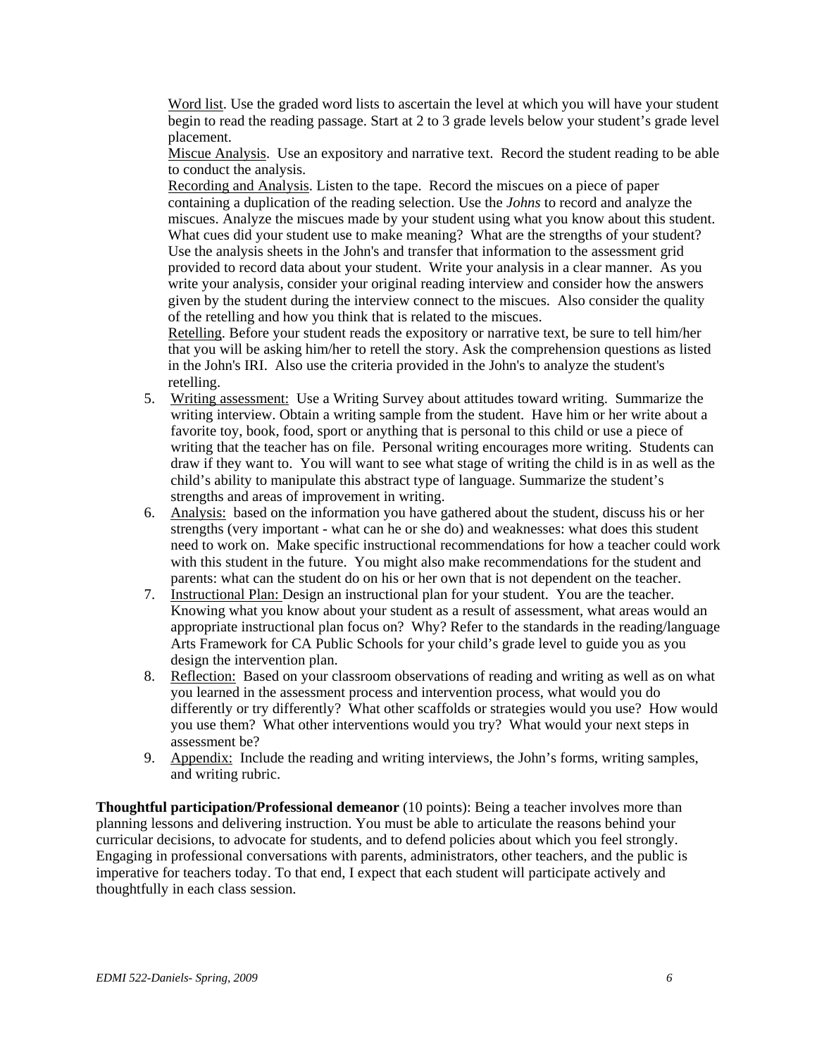Word list. Use the graded word lists to ascertain the level at which you will have your student begin to read the reading passage. Start at 2 to 3 grade levels below your student's grade level placement.

Miscue Analysis. Use an expository and narrative text. Record the student reading to be able to conduct the analysis.

Recording and Analysis. Listen to the tape. Record the miscues on a piece of paper containing a duplication of the reading selection. Use the *Johns* to record and analyze the miscues. Analyze the miscues made by your student using what you know about this student. What cues did your student use to make meaning? What are the strengths of your student? Use the analysis sheets in the John's and transfer that information to the assessment grid provided to record data about your student. Write your analysis in a clear manner. As you write your analysis, consider your original reading interview and consider how the answers given by the student during the interview connect to the miscues. Also consider the quality of the retelling and how you think that is related to the miscues.

Retelling. Before your student reads the expository or narrative text, be sure to tell him/her that you will be asking him/her to retell the story. Ask the comprehension questions as listed in the John's IRI. Also use the criteria provided in the John's to analyze the student's retelling.

5. Writing assessment: Use a Writing Survey about attitudes toward writing. Summarize the writing interview. Obtain a writing sample from the student. Have him or her write about a favorite toy, book, food, sport or anything that is personal to this child or use a piece of writing that the teacher has on file. Personal writing encourages more writing. Students can draw if they want to. You will want to see what stage of writing the child is in as well as the child's ability to manipulate this abstract type of language. Summarize the student's strengths and areas of improvement in writing.
6. Analysis: based on the information you have gathered about the student, discuss his or her strengths (very important - what can he or she do) and weaknesses: what does this student need to work on. Make specific instructional recommendations for how a teacher could work with this student in the future. You might also make recommendations for the student and parents: what can the student do on his or her own that is not dependent on the teacher.
7. Instructional Plan: Design an instructional plan for your student. You are the teacher. Knowing what you know about your student as a result of assessment, what areas would an appropriate instructional plan focus on? Why? Refer to the standards in the reading/language Arts Framework for CA Public Schools for your child's grade level to guide you as you design the intervention plan.
8. Reflection: Based on your classroom observations of reading and writing as well as on what you learned in the assessment process and intervention process, what would you do differently or try differently? What other scaffolds or strategies would you use? How would you use them? What other interventions would you try? What would your next steps in assessment be?
9. Appendix: Include the reading and writing interviews, the John's forms, writing samples, and writing rubric.

**Thoughtful participation/Professional demeanor** (10 points): Being a teacher involves more than planning lessons and delivering instruction. You must be able to articulate the reasons behind your curricular decisions, to advocate for students, and to defend policies about which you feel strongly. Engaging in professional conversations with parents, administrators, other teachers, and the public is imperative for teachers today. To that end, I expect that each student will participate actively and thoughtfully in each class session.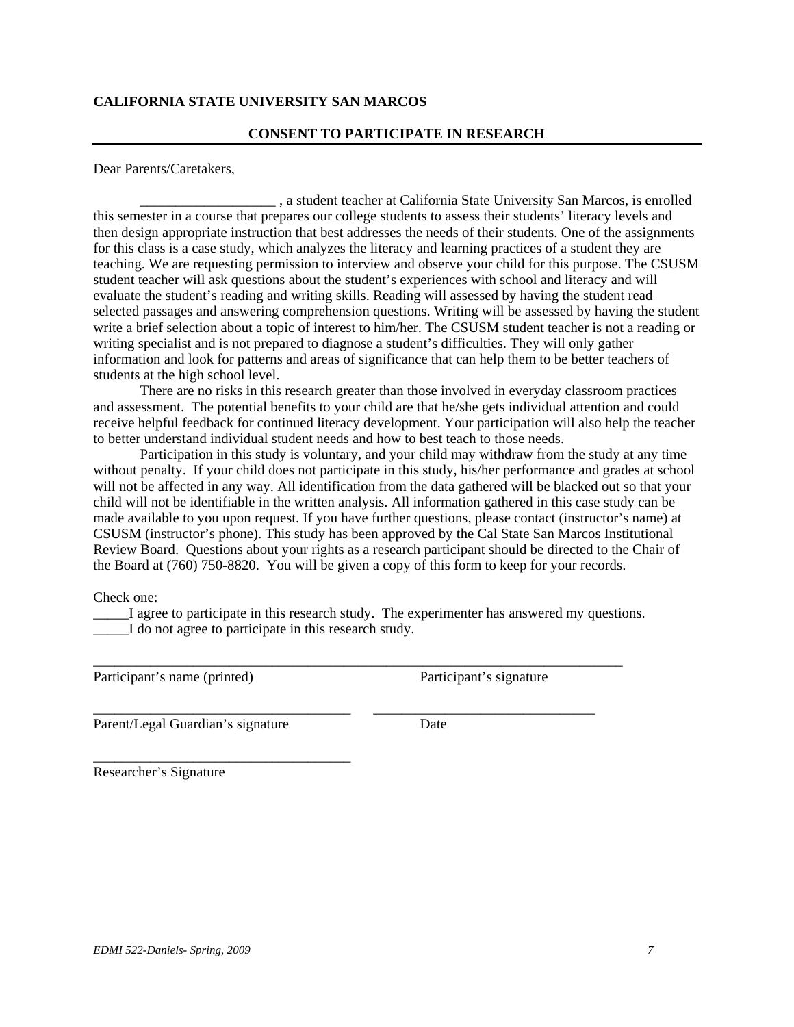**CALIFORNIA STATE UNIVERSITY SAN MARCOS**

**CONSENT TO PARTICIPATE IN RESEARCH**

---

Dear Parents/Caretakers,

___________________ , a student teacher at California State University San Marcos, is enrolled this semester in a course that prepares our college students to assess their students' literacy levels and then design appropriate instruction that best addresses the needs of their students. One of the assignments for this class is a case study, which analyzes the literacy and learning practices of a student they are teaching. We are requesting permission to interview and observe your child for this purpose. The CSUSM student teacher will ask questions about the student's experiences with school and literacy and will evaluate the student's reading and writing skills. Reading will assessed by having the student read selected passages and answering comprehension questions. Writing will be assessed by having the student write a brief selection about a topic of interest to him/her. The CSUSM student teacher is not a reading or writing specialist and is not prepared to diagnose a student's difficulties. They will only gather information and look for patterns and areas of significance that can help them to be better teachers of students at the high school level.

There are no risks in this research greater than those involved in everyday classroom practices and assessment. The potential benefits to your child are that he/she gets individual attention and could receive helpful feedback for continued literacy development. Your participation will also help the teacher to better understand individual student needs and how to best teach to those needs.

Participation in this study is voluntary, and your child may withdraw from the study at any time without penalty. If your child does not participate in this study, his/her performance and grades at school will not be affected in any way. All identification from the data gathered will be blacked out so that your child will not be identifiable in the written analysis. All information gathered in this case study can be made available to you upon request. If you have further questions, please contact (instructor's name) at CSUSM (instructor's phone). This study has been approved by the Cal State San Marcos Institutional Review Board. Questions about your rights as a research participant should be directed to the Chair of the Board at (760) 750-8820. You will be given a copy of this form to keep for your records.

Check one:

_____I agree to participate in this research study. The experimenter has answered my questions.
_____I do not agree to participate in this research study.

______________________________________________________________________________
Participant's name (printed)                                        Participant's signature

_____________________________________     ________________________________
Parent/Legal Guardian's signature                                Date

_____________________________________
Researcher's Signature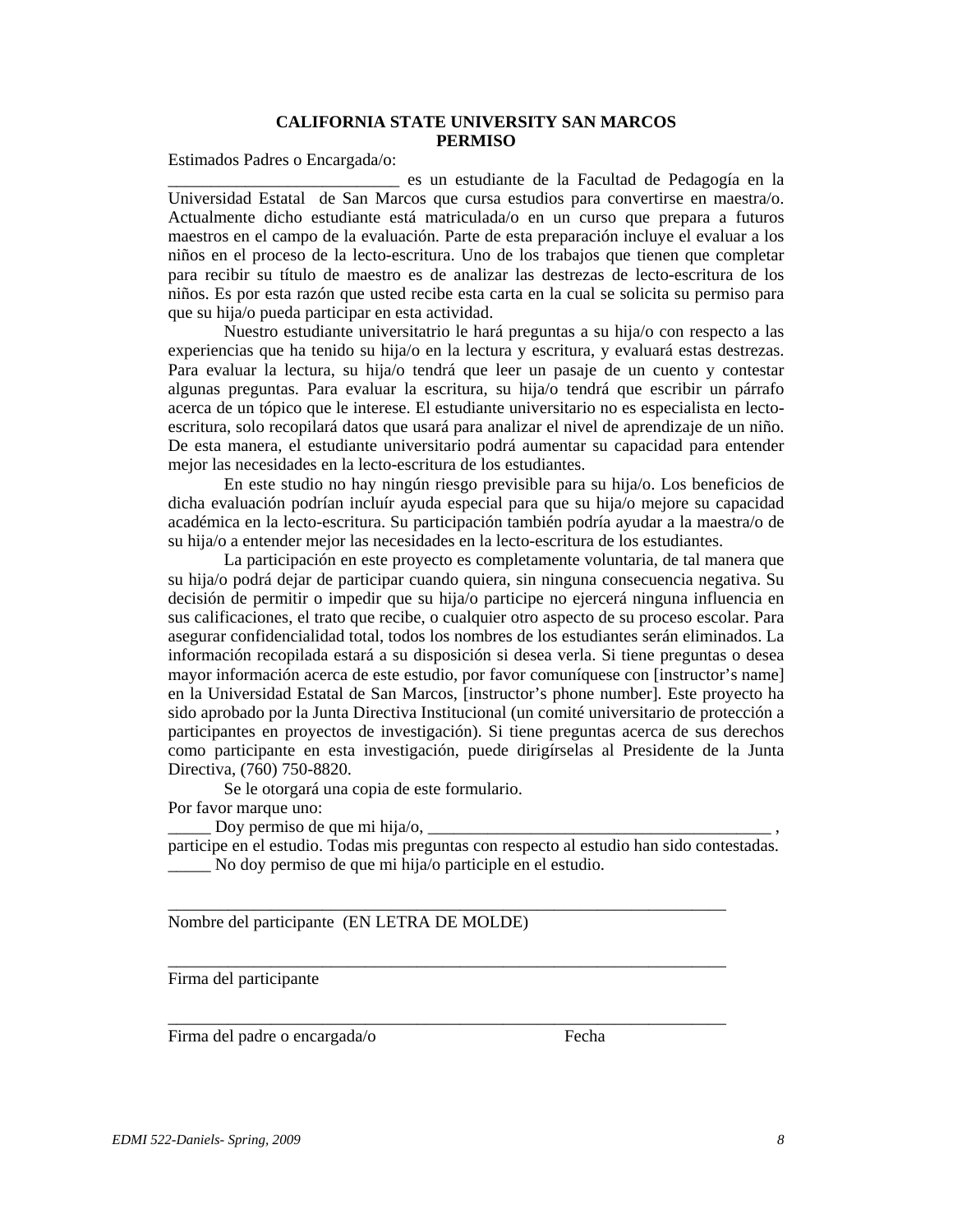**CALIFORNIA STATE UNIVERSITY SAN MARCOS**
**PERMISO**

Estimados Padres o Encargada/o:

___________________________ es un estudiante de la Facultad de Pedagogía en la Universidad Estatal de San Marcos que cursa estudios para convertirse en maestra/o. Actualmente dicho estudiante está matriculada/o en un curso que prepara a futuros maestros en el campo de la evaluación. Parte de esta preparación incluye el evaluar a los niños en el proceso de la lecto-escritura. Uno de los trabajos que tienen que completar para recibir su título de maestro es de analizar las destrezas de lecto-escritura de los niños. Es por esta razón que usted recibe esta carta en la cual se solicita su permiso para que su hija/o pueda participar en esta actividad.

Nuestro estudiante universitatrio le hará preguntas a su hija/o con respecto a las experiencias que ha tenido su hija/o en la lectura y escritura, y evaluará estas destrezas. Para evaluar la lectura, su hija/o tendrá que leer un pasaje de un cuento y contestar algunas preguntas. Para evaluar la escritura, su hija/o tendrá que escribir un párrafo acerca de un tópico que le interese. El estudiante universitario no es especialista en lecto-escritura, solo recopilará datos que usará para analizar el nivel de aprendizaje de un niño. De esta manera, el estudiante universitario podrá aumentar su capacidad para entender mejor las necesidades en la lecto-escritura de los estudiantes.

En este studio no hay ningún riesgo previsible para su hija/o. Los beneficios de dicha evaluación podrían incluír ayuda especial para que su hija/o mejore su capacidad académica en la lecto-escritura. Su participación también podría ayudar a la maestra/o de su hija/o a entender mejor las necesidades en la lecto-escritura de los estudiantes.

La participación en este proyecto es completamente voluntaria, de tal manera que su hija/o podrá dejar de participar cuando quiera, sin ninguna consecuencia negativa. Su decisión de permitir o impedir que su hija/o participe no ejercerá ninguna influencia en sus calificaciones, el trato que recibe, o cualquier otro aspecto de su proceso escolar. Para asegurar confidencialidad total, todos los nombres de los estudiantes serán eliminados. La información recopilada estará a su disposición si desea verla. Si tiene preguntas o desea mayor información acerca de este estudio, por favor comuníquese con [instructor's name] en la Universidad Estatal de San Marcos, [instructor's phone number]. Este proyecto ha sido aprobado por la Junta Directiva Institucional (un comité universitario de protección a participantes en proyectos de investigación). Si tiene preguntas acerca de sus derechos como participante en esta investigación, puede dirigírselas al Presidente de la Junta Directiva, (760) 750-8820.

Se le otorgará una copia de este formulario.

Por favor marque uno:

_____ Doy permiso de que mi hija/o, ________________________________________ , participe en el estudio. Todas mis preguntas con respecto al estudio han sido contestadas.

_____ No doy permiso de que mi hija/o participle en el estudio.

_____________________________________________________________________
Nombre del participante (EN LETRA DE MOLDE)

_____________________________________________________________________
Firma del participante

_____________________________________________________________________
Firma del padre o encargada/o                                   Fecha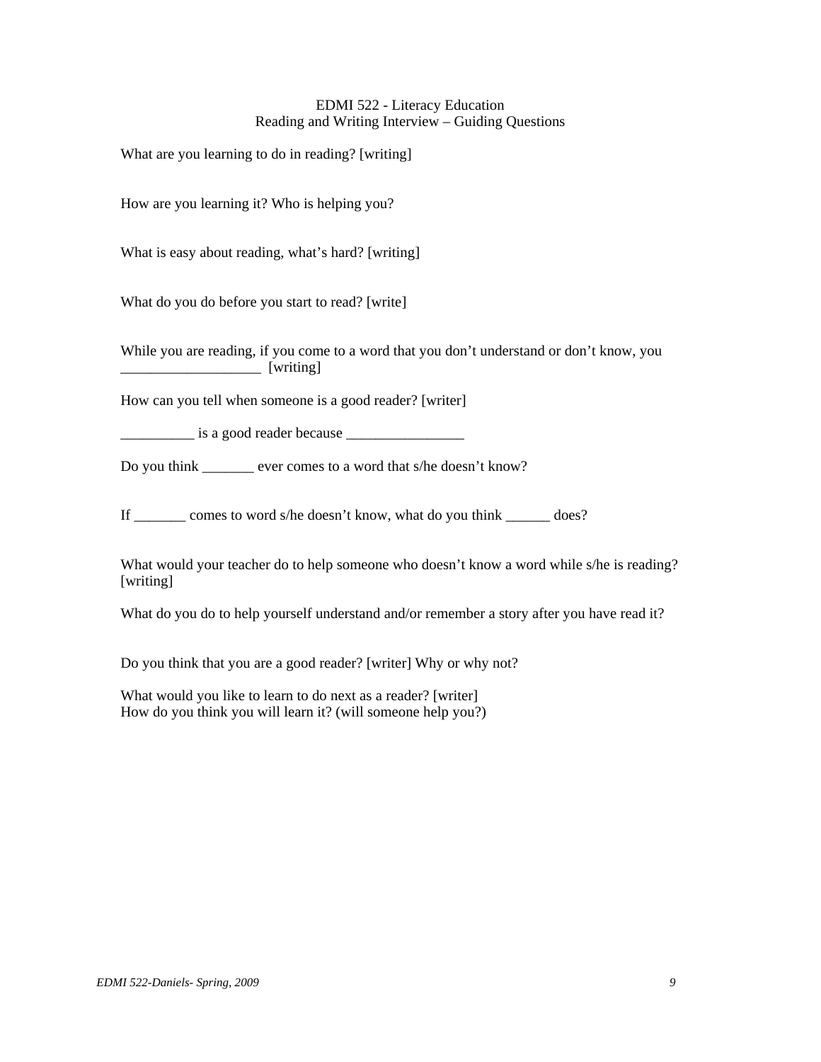EDMI 522 - Literacy Education
Reading and Writing Interview – Guiding Questions

What are you learning to do in reading? [writing]

How are you learning it? Who is helping you?

What is easy about reading, what's hard? [writing]

What do you do before you start to read? [write]

While you are reading, if you come to a word that you don't understand or don't know, you ___________________ [writing]

How can you tell when someone is a good reader? [writer]

__________ is a good reader because ________________

Do you think _______ ever comes to a word that s/he doesn't know?

If _______ comes to word s/he doesn't know, what do you think ______ does?

What would your teacher do to help someone who doesn't know a word while s/he is reading? [writing]

What do you do to help yourself understand and/or remember a story after you have read it?

Do you think that you are a good reader? [writer] Why or why not?

What would you like to learn to do next as a reader? [writer]
How do you think you will learn it? (will someone help you?)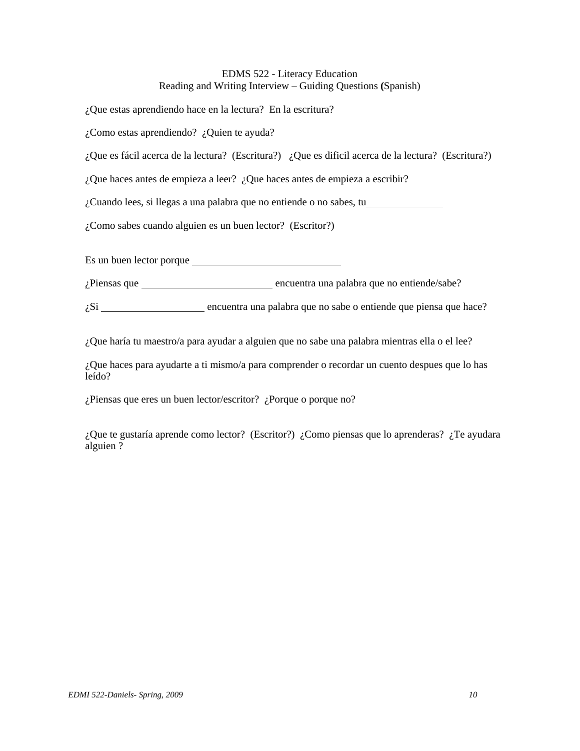EDMS 522 - Literacy Education
Reading and Writing Interview – Guiding Questions **(**Spanish)

¿Que estas aprendiendo hace en la lectura?  En la escritura?

¿Como estas aprendiendo?  ¿Quien te ayuda?

¿Que es fácil acerca de la lectura?  (Escritura?)   ¿Que es dificil acerca de la lectura?  (Escritura?)

¿Que haces antes de empieza a leer?  ¿Que haces antes de empieza a escribir?

¿Cuando lees, si llegas a una palabra que no entiende o no sabes, tu_______________

¿Como sabes cuando alguien es un buen lector?  (Escritor?)

Es un buen lector porque _____________________________

¿Piensas que _________________________ encuentra una palabra que no entiende/sabe?

¿Si ____________________ encuentra una palabra que no sabe o entiende que piensa que hace?

¿Que haría tu maestro/a para ayudar a alguien que no sabe una palabra mientras ella o el lee?

¿Que haces para ayudarte a ti mismo/a para comprender o recordar un cuento despues que lo has leído?

¿Piensas que eres un buen lector/escritor?  ¿Porque o porque no?

¿Que te gustaría aprende como lector?  (Escritor?)  ¿Como piensas que lo aprenderas?  ¿Te ayudara alguien ?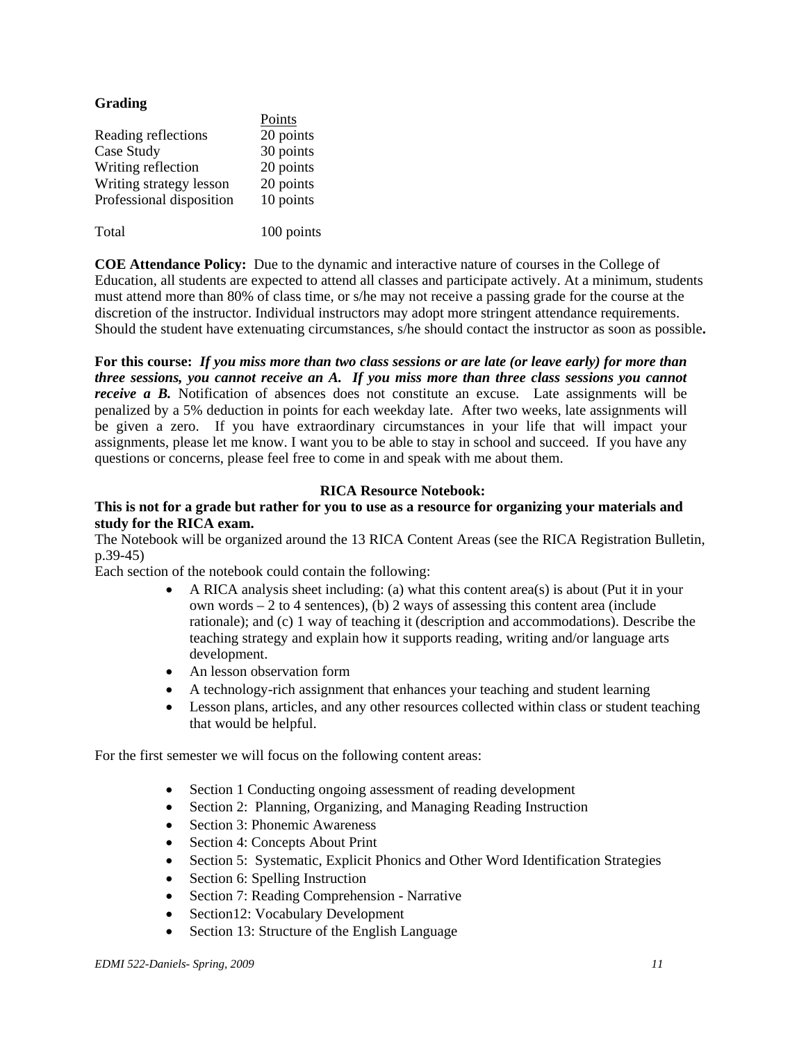**Grading**

| | Points |
|---|---|
| Reading reflections | 20 points |
| Case Study | 30 points |
| Writing reflection | 20 points |
| Writing strategy lesson | 20 points |
| Professional disposition | 10 points |
| Total | 100 points |

**COE Attendance Policy:** Due to the dynamic and interactive nature of courses in the College of Education, all students are expected to attend all classes and participate actively. At a minimum, students must attend more than 80% of class time, or s/he may not receive a passing grade for the course at the discretion of the instructor. Individual instructors may adopt more stringent attendance requirements. Should the student have extenuating circumstances, s/he should contact the instructor as soon as possible**.**

**For this course:** ***If you miss more than two class sessions or are late (or leave early) for more than three sessions, you cannot receive an A. If you miss more than three class sessions you cannot receive a B.*** Notification of absences does not constitute an excuse. Late assignments will be penalized by a 5% deduction in points for each weekday late. After two weeks, late assignments will be given a zero. If you have extraordinary circumstances in your life that will impact your assignments, please let me know. I want you to be able to stay in school and succeed. If you have any questions or concerns, please feel free to come in and speak with me about them.

**RICA Resource Notebook:**

**This is not for a grade but rather for you to use as a resource for organizing your materials and study for the RICA exam.**

The Notebook will be organized around the 13 RICA Content Areas (see the RICA Registration Bulletin, p.39-45)

Each section of the notebook could contain the following:

- A RICA analysis sheet including: (a) what this content area(s) is about (Put it in your own words – 2 to 4 sentences), (b) 2 ways of assessing this content area (include rationale); and (c) 1 way of teaching it (description and accommodations). Describe the teaching strategy and explain how it supports reading, writing and/or language arts development.
- An lesson observation form
- A technology-rich assignment that enhances your teaching and student learning
- Lesson plans, articles, and any other resources collected within class or student teaching that would be helpful.

For the first semester we will focus on the following content areas:

- Section 1 Conducting ongoing assessment of reading development
- Section 2: Planning, Organizing, and Managing Reading Instruction
- Section 3: Phonemic Awareness
- Section 4: Concepts About Print
- Section 5: Systematic, Explicit Phonics and Other Word Identification Strategies
- Section 6: Spelling Instruction
- Section 7: Reading Comprehension - Narrative
- Section12: Vocabulary Development
- Section 13: Structure of the English Language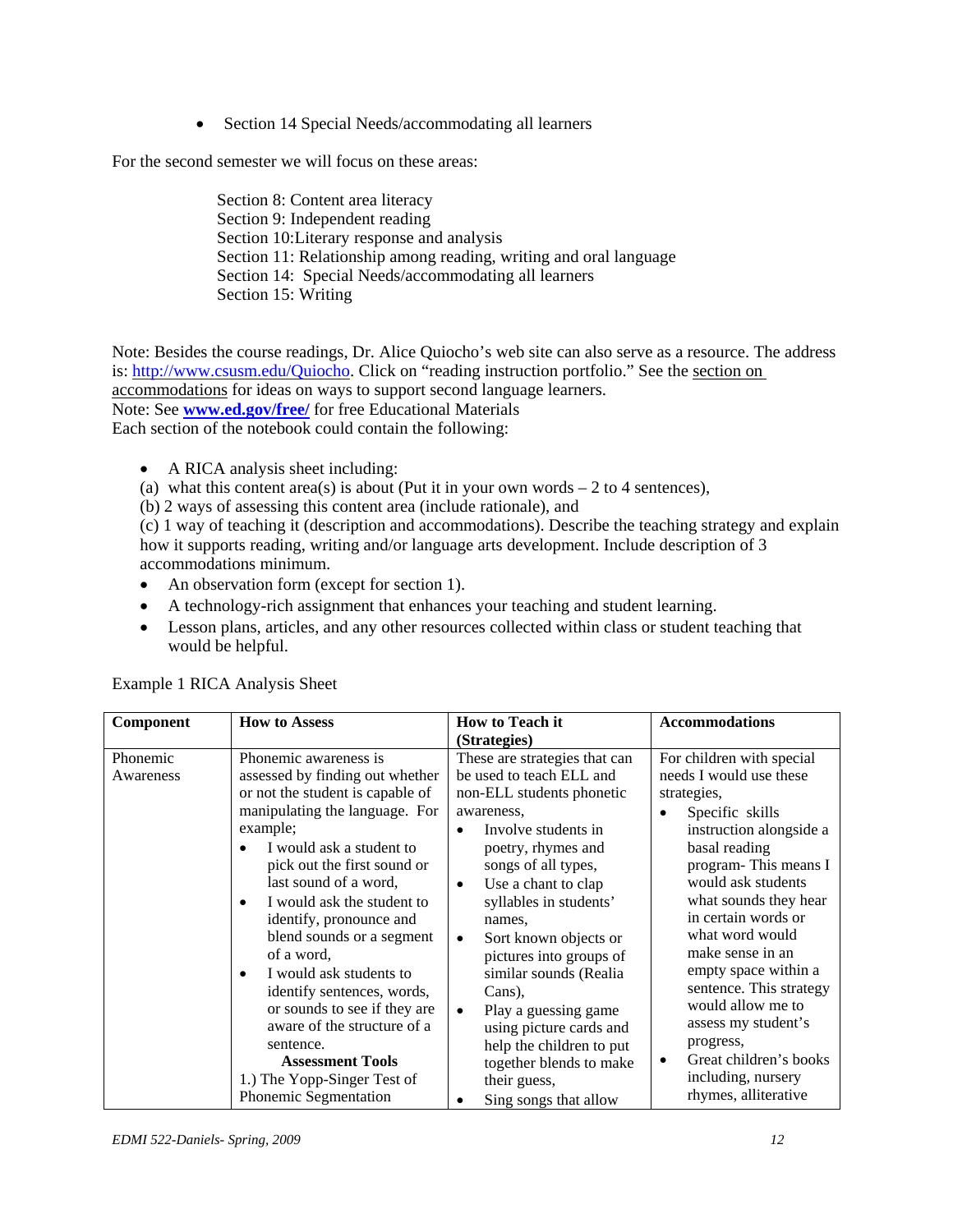- Section 14 Special Needs/accommodating all learners

For the second semester we will focus on these areas:

Section 8: Content area literacy
Section 9: Independent reading
Section 10:Literary response and analysis
Section 11: Relationship among reading, writing and oral language
Section 14: Special Needs/accommodating all learners
Section 15: Writing

Note: Besides the course readings, Dr. Alice Quiocho's web site can also serve as a resource. The address is: http://www.csusm.edu/Quiocho. Click on "reading instruction portfolio." See the section on accommodations for ideas on ways to support second language learners.
Note: See **www.ed.gov/free/** for free Educational Materials
Each section of the notebook could contain the following:

- A RICA analysis sheet including:
(a) what this content area(s) is about (Put it in your own words – 2 to 4 sentences),
(b) 2 ways of assessing this content area (include rationale), and
(c) 1 way of teaching it (description and accommodations). Describe the teaching strategy and explain how it supports reading, writing and/or language arts development. Include description of 3 accommodations minimum.
- An observation form (except for section 1).
- A technology-rich assignment that enhances your teaching and student learning.
- Lesson plans, articles, and any other resources collected within class or student teaching that would be helpful.

Example 1 RICA Analysis Sheet

| **Component** | **How to Assess** | **How to Teach it (Strategies)** | **Accommodations** |
|---|---|---|---|
| Phonemic Awareness | Phonemic awareness is assessed by finding out whether or not the student is capable of manipulating the language. For example;<br>• I would ask a student to pick out the first sound or last sound of a word,<br>• I would ask the student to identify, pronounce and blend sounds or a segment of a word,<br>• I would ask students to identify sentences, words, or sounds to see if they are aware of the structure of a sentence.<br>**Assessment Tools**<br>1.) The Yopp-Singer Test of Phonemic Segmentation | These are strategies that can be used to teach ELL and non-ELL students phonetic awareness,<br>• Involve students in poetry, rhymes and songs of all types,<br>• Use a chant to clap syllables in students' names,<br>• Sort known objects or pictures into groups of similar sounds (Realia Cans),<br>• Play a guessing game using picture cards and help the children to put together blends to make their guess,<br>• Sing songs that allow | For children with special needs I would use these strategies,<br>• Specific skills instruction alongside a basal reading program- This means I would ask students what sounds they hear in certain words or what word would make sense in an empty space within a sentence. This strategy would allow me to assess my student's progress,<br>• Great children's books including, nursery rhymes, alliterative |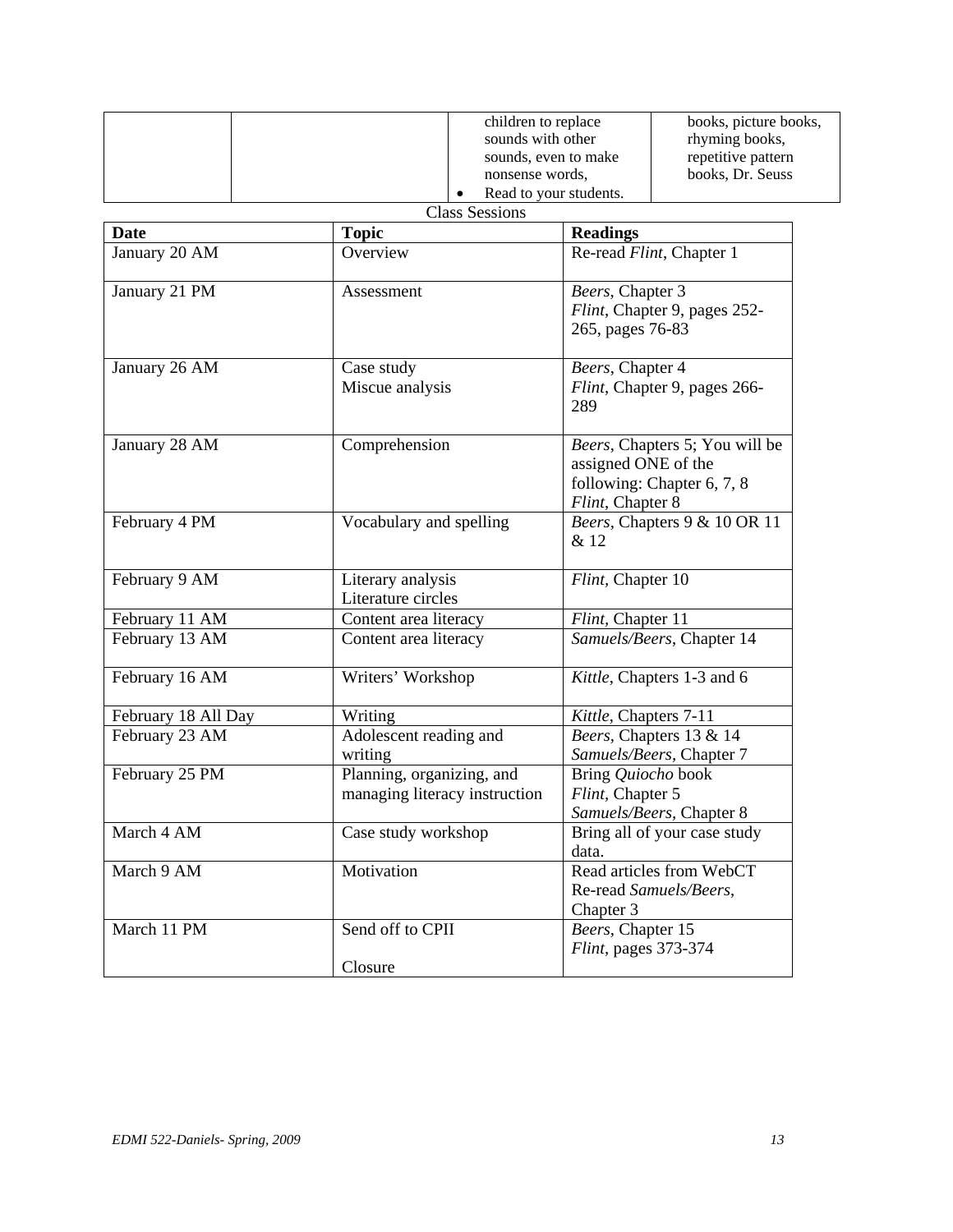| | | | |
|---|---|---|---|
| | | children to replace sounds with other sounds, even to make nonsense words,<br>• Read to your students. | books, picture books, rhyming books, repetitive pattern books, Dr. Seuss |

Class Sessions

| Date | Topic | Readings |
|---|---|---|
| January 20 AM | Overview | Re-read *Flint*, Chapter 1 |
| January 21 PM | Assessment | *Beers*, Chapter 3<br>*Flint*, Chapter 9, pages 252-265, pages 76-83 |
| January 26 AM | Case study<br>Miscue analysis | *Beers*, Chapter 4<br>*Flint*, Chapter 9, pages 266-289 |
| January 28 AM | Comprehension | *Beers*, Chapters 5; You will be assigned ONE of the following: Chapter 6, 7, 8<br>*Flint*, Chapter 8 |
| February 4 PM | Vocabulary and spelling | *Beers*, Chapters 9 & 10 OR 11 & 12 |
| February 9 AM | Literary analysis<br>Literature circles | *Flint*, Chapter 10 |
| February 11 AM | Content area literacy | *Flint*, Chapter 11 |
| February 13 AM | Content area literacy | *Samuels/Beers*, Chapter 14 |
| February 16 AM | Writers' Workshop | *Kittle*, Chapters 1-3 and 6 |
| February 18 All Day | Writing | *Kittle*, Chapters 7-11 |
| February 23 AM | Adolescent reading and writing | *Beers*, Chapters 13 & 14<br>*Samuels/Beers*, Chapter 7 |
| February 25 PM | Planning, organizing, and managing literacy instruction | Bring *Quiocho* book<br>*Flint*, Chapter 5<br>*Samuels/Beers*, Chapter 8 |
| March 4 AM | Case study workshop | Bring all of your case study data. |
| March 9 AM | Motivation | Read articles from WebCT<br>Re-read *Samuels/Beers*, Chapter 3 |
| March 11 PM | Send off to CPII<br><br>Closure | *Beers*, Chapter 15<br>*Flint*, pages 373-374 |